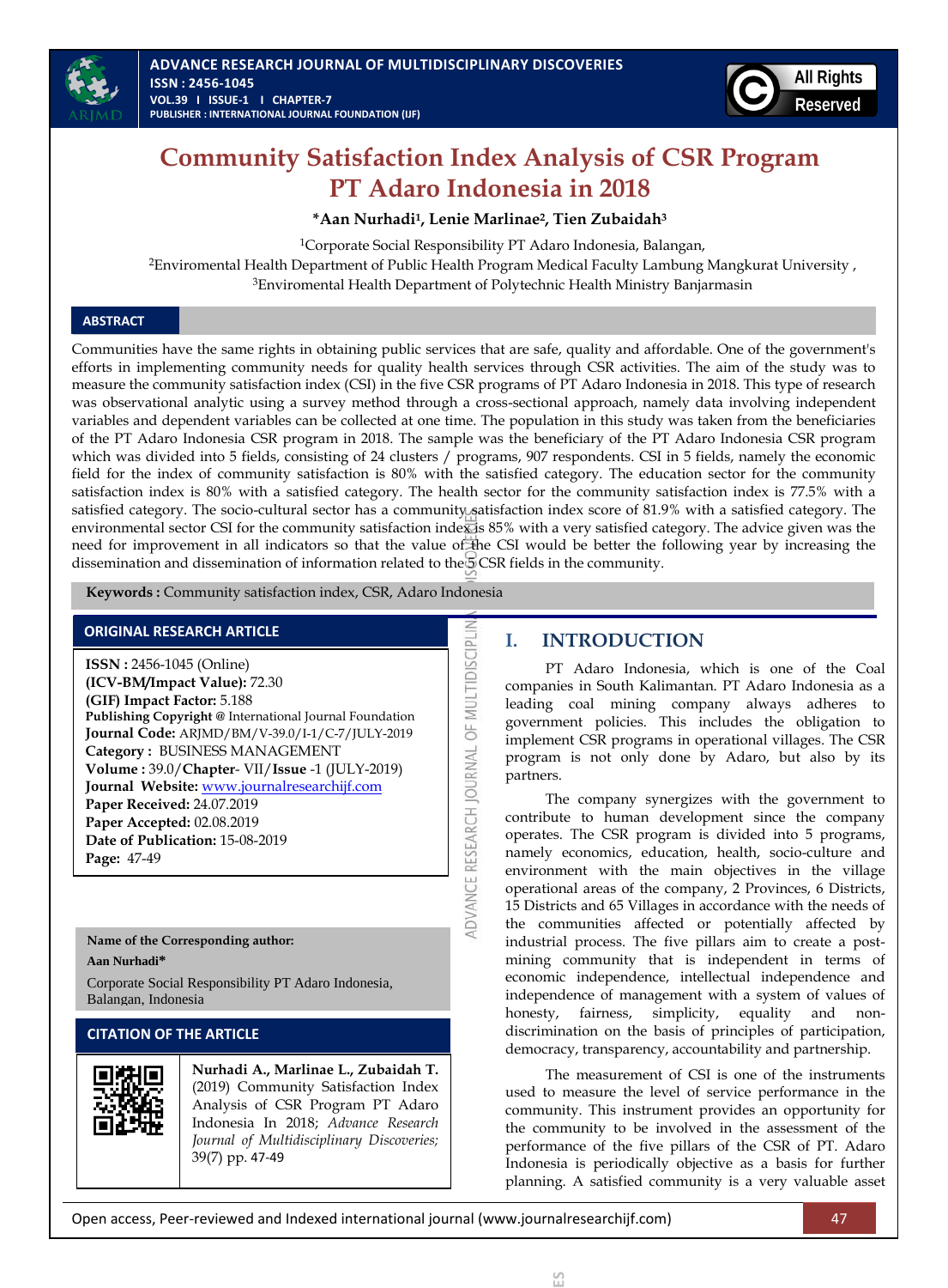# Community Satisfaction Index Analysis of CSR Program PT Adaro Indonesia in 2018

**\*Aan Nurhadi[1], Lenie Marlinae[2], Tien Zubaidah[3]**

[1]Corporate Social Responsibility PT Adaro Indonesia, Balangan,

[2]Enviromental Health Department of Public Health Program Medical Faculty Lambung Mangkurat University ,

[3]Enviromental Health Department of Polytechnic Health Ministry Banjarmasin

## ABSTRACT

Communities have the same rights in obtaining public services that are safe, quality and affordable. One of the government's efforts in implementing community needs for quality health services through CSR activities. The aim of the study was to measure the community satisfaction index (CSI) in the five CSR programs of PT Adaro Indonesia in 2018. This type of research was observational analytic using a survey method through a cross-sectional approach, namely data involving independent variables and dependent variables can be collected at one time. The population in this study was taken from the beneficiaries of the PT Adaro Indonesia CSR program in 2018. The sample was the beneficiary of the PT Adaro Indonesia CSR program which was divided into 5 fields, consisting of 24 clusters / programs, 907 respondents. CSI in 5 fields, namely the economic field for the index of community satisfaction is 80% with the satisfied category. The education sector for the community satisfaction index is 80% with a satisfied category. The health sector for the community satisfaction index is 77.5% with a satisfied category. The socio-cultural sector has a community satisfaction index score of 81.9% with a satisfied category. The environmental sector CSI for the community satisfaction index is 85% with a very satisfied category. The advice given was the need for improvement in all indicators so that the value of the CSI would be better the following year by increasing the dissemination and dissemination of information related to the 5 CSR fields in the community.

**Keywords :** Community satisfaction index, CSR, Adaro Indonesia

### ORIGINAL RESEARCH ARTICLE

**ISSN :** 2456-1045 (Online)
**(ICV-BM/Impact Value):** 72.30
**(GIF) Impact Factor:** 5.188
**Publishing Copyright @** International Journal Foundation
**Journal Code:** ARJMD/BM/V-39.0/I-1/C-7/JULY-2019
**Category :** BUSINESS MANAGEMENT
**Volume :** 39.0/**Chapter**- VII/**Issue** -1 (JULY-2019)
**Journal Website:** www.journalresearchijf.com
**Paper Received:** 24.07.2019
**Paper Accepted:** 02.08.2019
**Date of Publication:** 15-08-2019
**Page:** 47-49

**Name of the Corresponding author:**
**Aan Nurhadi\***
Corporate Social Responsibility PT Adaro Indonesia, Balangan, Indonesia

### CITATION OF THE ARTICLE

**Nurhadi A., Marlinae L., Zubaidah T.** (2019) Community Satisfaction Index Analysis of CSR Program PT Adaro Indonesia In 2018; *Advance Research Journal of Multidisciplinary Discoveries;* 39(7) pp. 47-49

## I. INTRODUCTION

PT Adaro Indonesia, which is one of the Coal companies in South Kalimantan. PT Adaro Indonesia as a leading coal mining company always adheres to government policies. This includes the obligation to implement CSR programs in operational villages. The CSR program is not only done by Adaro, but also by its partners.

The company synergizes with the government to contribute to human development since the company operates. The CSR program is divided into 5 programs, namely economics, education, health, socio-culture and environment with the main objectives in the village operational areas of the company, 2 Provinces, 6 Districts, 15 Districts and 65 Villages in accordance with the needs of the communities affected or potentially affected by industrial process. The five pillars aim to create a post-mining community that is independent in terms of economic independence, intellectual independence and independence of management with a system of values of honesty, fairness, simplicity, equality and non-discrimination on the basis of principles of participation, democracy, transparency, accountability and partnership.

The measurement of CSI is one of the instruments used to measure the level of service performance in the community. This instrument provides an opportunity for the community to be involved in the assessment of the performance of the five pillars of the CSR of PT. Adaro Indonesia is periodically objective as a basis for further planning. A satisfied community is a very valuable asset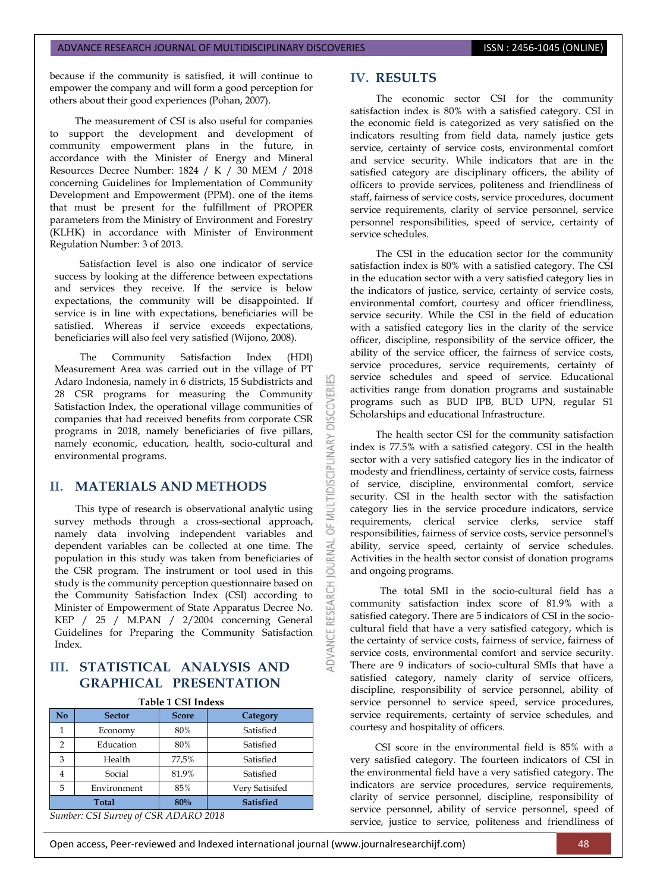because if the community is satisfied, it will continue to empower the company and will form a good perception for others about their good experiences (Pohan, 2007).

The measurement of CSI is also useful for companies to support the development and development of community empowerment plans in the future, in accordance with the Minister of Energy and Mineral Resources Decree Number: 1824 / K / 30 MEM / 2018 concerning Guidelines for Implementation of Community Development and Empowerment (PPM). one of the items that must be present for the fulfillment of PROPER parameters from the Ministry of Environment and Forestry (KLHK) in accordance with Minister of Environment Regulation Number: 3 of 2013.

Satisfaction level is also one indicator of service success by looking at the difference between expectations and services they receive. If the service is below expectations, the community will be disappointed. If service is in line with expectations, beneficiaries will be satisfied. Whereas if service exceeds expectations, beneficiaries will also feel very satisfied (Wijono, 2008).

The Community Satisfaction Index (HDI) Measurement Area was carried out in the village of PT Adaro Indonesia, namely in 6 districts, 15 Subdistricts and 28 CSR programs for measuring the Community Satisfaction Index, the operational village communities of companies that had received benefits from corporate CSR programs in 2018, namely beneficiaries of five pillars, namely economic, education, health, socio-cultural and environmental programs.

## II. MATERIALS AND METHODS

This type of research is observational analytic using survey methods through a cross-sectional approach, namely data involving independent variables and dependent variables can be collected at one time. The population in this study was taken from beneficiaries of the CSR program. The instrument or tool used in this study is the community perception questionnaire based on the Community Satisfaction Index (CSI) according to Minister of Empowerment of State Apparatus Decree No. KEP / 25 / M.PAN / 2/2004 concerning General Guidelines for Preparing the Community Satisfaction Index.

## III. STATISTICAL ANALYSIS AND GRAPHICAL PRESENTATION

**Table 1 CSI Indexs**

| No | Sector | Score | Category |
|---|---|---|---|
| 1 | Economy | 80% | Satisfied |
| 2 | Education | 80% | Satisfied |
| 3 | Health | 77,5% | Satisfied |
| 4 | Social | 81.9% | Satisfied |
| 5 | Environment | 85% | Very Satisifed |
| **Total** | | **80%** | **Satisfied** |

*Sumber: CSI Survey of CSR ADARO 2018*

## IV. RESULTS

The economic sector CSI for the community satisfaction index is 80% with a satisfied category. CSI in the economic field is categorized as very satisfied on the indicators resulting from field data, namely justice gets service, certainty of service costs, environmental comfort and service security. While indicators that are in the satisfied category are disciplinary officers, the ability of officers to provide services, politeness and friendliness of staff, fairness of service costs, service procedures, document service requirements, clarity of service personnel, service personnel responsibilities, speed of service, certainty of service schedules.

The CSI in the education sector for the community satisfaction index is 80% with a satisfied category. The CSI in the education sector with a very satisfied category lies in the indicators of justice, service, certainty of service costs, environmental comfort, courtesy and officer friendliness, service security. While the CSI in the field of education with a satisfied category lies in the clarity of the service officer, discipline, responsibility of the service officer, the ability of the service officer, the fairness of service costs, service procedures, service requirements, certainty of service schedules and speed of service. Educational activities range from donation programs and sustainable programs such as BUD IPB, BUD UPN, regular S1 Scholarships and educational Infrastructure.

The health sector CSI for the community satisfaction index is 77.5% with a satisfied category. CSI in the health sector with a very satisfied category lies in the indicator of modesty and friendliness, certainty of service costs, fairness of service, discipline, environmental comfort, service security. CSI in the health sector with the satisfaction category lies in the service procedure indicators, service requirements, clerical service clerks, service staff responsibilities, fairness of service costs, service personnel's ability, service speed, certainty of service schedules. Activities in the health sector consist of donation programs and ongoing programs.

The total SMI in the socio-cultural field has a community satisfaction index score of 81.9% with a satisfied category. There are 5 indicators of CSI in the socio-cultural field that have a very satisfied category, which is the certainty of service costs, fairness of service, fairness of service costs, environmental comfort and service security. There are 9 indicators of socio-cultural SMIs that have a satisfied category, namely clarity of service officers, discipline, responsibility of service personnel, ability of service personnel to service speed, service procedures, service requirements, certainty of service schedules, and courtesy and hospitality of officers.

CSI score in the environmental field is 85% with a very satisfied category. The fourteen indicators of CSI in the environmental field have a very satisfied category. The indicators are service procedures, service requirements, clarity of service personnel, discipline, responsibility of service personnel, ability of service personnel, speed of service, justice to service, politeness and friendliness of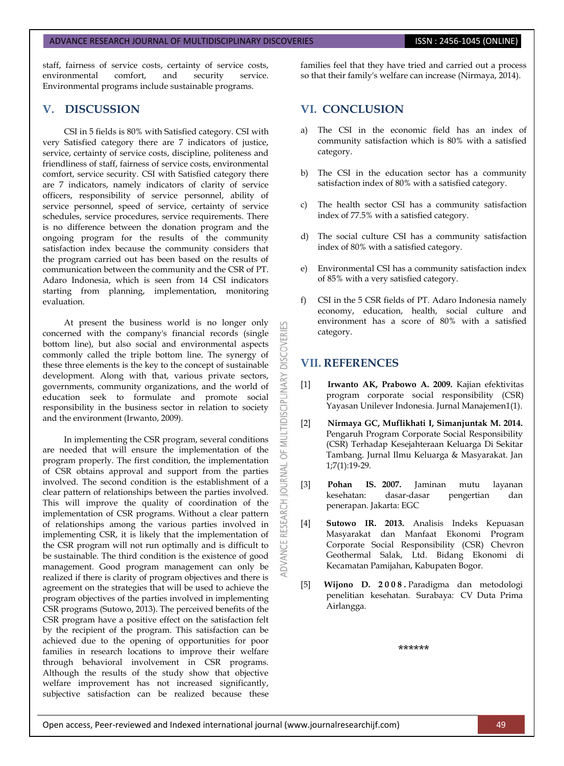staff, fairness of service costs, certainty of service costs, environmental comfort, and security service. Environmental programs include sustainable programs.

## V. DISCUSSION

CSI in 5 fields is 80% with Satisfied category. CSI with very Satisfied category there are 7 indicators of justice, service, certainty of service costs, discipline, politeness and friendliness of staff, fairness of service costs, environmental comfort, service security. CSI with Satisfied category there are 7 indicators, namely indicators of clarity of service officers, responsibility of service personnel, ability of service personnel, speed of service, certainty of service schedules, service procedures, service requirements. There is no difference between the donation program and the ongoing program for the results of the community satisfaction index because the community considers that the program carried out has been based on the results of communication between the community and the CSR of PT. Adaro Indonesia, which is seen from 14 CSI indicators starting from planning, implementation, monitoring evaluation.

At present the business world is no longer only concerned with the company's financial records (single bottom line), but also social and environmental aspects commonly called the triple bottom line. The synergy of these three elements is the key to the concept of sustainable development. Along with that, various private sectors, governments, community organizations, and the world of education seek to formulate and promote social responsibility in the business sector in relation to society and the environment (Irwanto, 2009).

In implementing the CSR program, several conditions are needed that will ensure the implementation of the program properly. The first condition, the implementation of CSR obtains approval and support from the parties involved. The second condition is the establishment of a clear pattern of relationships between the parties involved. This will improve the quality of coordination of the implementation of CSR programs. Without a clear pattern of relationships among the various parties involved in implementing CSR, it is likely that the implementation of the CSR program will not run optimally and is difficult to be sustainable. The third condition is the existence of good management. Good program management can only be realized if there is clarity of program objectives and there is agreement on the strategies that will be used to achieve the program objectives of the parties involved in implementing CSR programs (Sutowo, 2013). The perceived benefits of the CSR program have a positive effect on the satisfaction felt by the recipient of the program. This satisfaction can be achieved due to the opening of opportunities for poor families in research locations to improve their welfare through behavioral involvement in CSR programs. Although the results of the study show that objective welfare improvement has not increased significantly, subjective satisfaction can be realized because these families feel that they have tried and carried out a process so that their family's welfare can increase (Nirmaya, 2014).

## VI. CONCLUSION

a) The CSI in the economic field has an index of community satisfaction which is 80% with a satisfied category.

b) The CSI in the education sector has a community satisfaction index of 80% with a satisfied category.

c) The health sector CSI has a community satisfaction index of 77.5% with a satisfied category.

d) The social culture CSI has a community satisfaction index of 80% with a satisfied category.

e) Environmental CSI has a community satisfaction index of 85% with a very satisfied category.

f) CSI in the 5 CSR fields of PT. Adaro Indonesia namely economy, education, health, social culture and environment has a score of 80% with a satisfied category.

## VII. REFERENCES

[1] **Irwanto AK, Prabowo A. 2009.** Kajian efektivitas program corporate social responsibility (CSR) Yayasan Unilever Indonesia. Jurnal Manajemen1(1).

[2] **Nirmaya GC, Muflikhati I, Simanjuntak M. 2014.** Pengaruh Program Corporate Social Responsibility (CSR) Terhadap Kesejahteraan Keluarga Di Sekitar Tambang. Jurnal Ilmu Keluarga & Masyarakat. Jan 1;7(1):19-29.

[3] **Pohan IS. 2007.** Jaminan mutu layanan kesehatan: dasar-dasar pengertian dan penerapan. Jakarta: EGC

[4] **Sutowo IR. 2013.** Analisis Indeks Kepuasan Masyarakat dan Manfaat Ekonomi Program Corporate Social Responsibility (CSR) Chevron Geothermal Salak, Ltd. Bidang Ekonomi di Kecamatan Pamijahan, Kabupaten Bogor.

[5] **Wijono D. 2008.** Paradigma dan metodologi penelitian kesehatan. Surabaya: CV Duta Prima Airlangga.

******